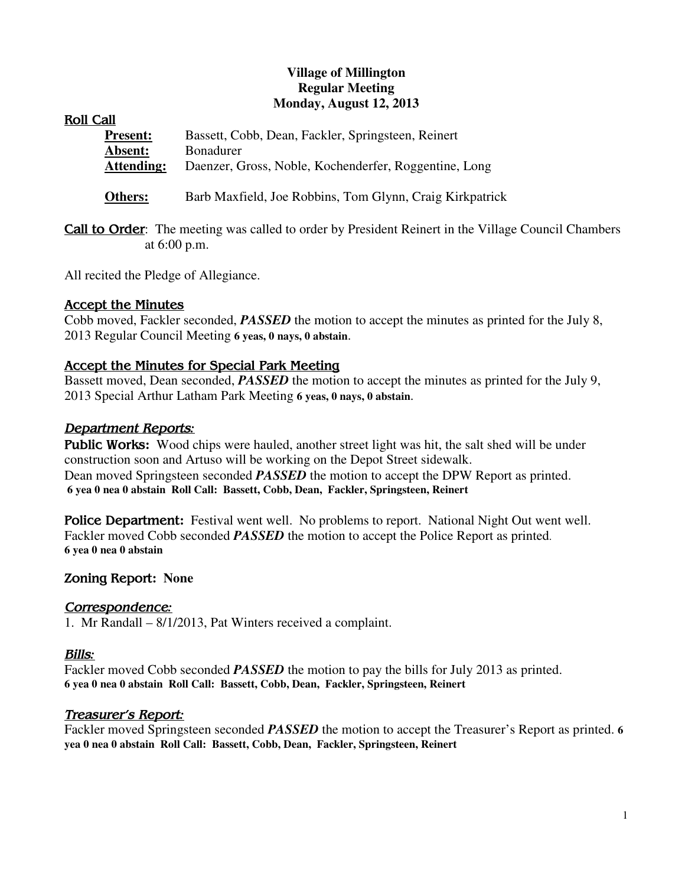# Village of Millington
## Regular Meeting
## Monday, August 12, 2013

### Roll Call

| | |
|---|---|
| **Present:** | Bassett, Cobb, Dean, Fackler, Springsteen, Reinert |
| **Absent:** | Bonadurer |
| **Attending:** | Daenzer, Gross, Noble, Kochenderfer, Roggentine, Long |
| **Others:** | Barb Maxfield, Joe Robbins, Tom Glynn, Craig Kirkpatrick |

**Call to Order**: The meeting was called to order by President Reinert in the Village Council Chambers at 6:00 p.m.

All recited the Pledge of Allegiance.

### Accept the Minutes

Cobb moved, Fackler seconded, ***PASSED*** the motion to accept the minutes as printed for the July 8, 2013 Regular Council Meeting **6 yeas, 0 nays, 0 abstain**.

### Accept the Minutes for Special Park Meeting

Bassett moved, Dean seconded, ***PASSED*** the motion to accept the minutes as printed for the July 9, 2013 Special Arthur Latham Park Meeting **6 yeas, 0 nays, 0 abstain**.

### *Department Reports:*

**Public Works:** Wood chips were hauled, another street light was hit, the salt shed will be under construction soon and Artuso will be working on the Depot Street sidewalk.
Dean moved Springsteen seconded ***PASSED*** the motion to accept the DPW Report as printed.
**6 yea 0 nea 0 abstain Roll Call: Bassett, Cobb, Dean, Fackler, Springsteen, Reinert**

**Police Department:** Festival went well. No problems to report. National Night Out went well.
Fackler moved Cobb seconded ***PASSED*** the motion to accept the Police Report as printed.
**6 yea 0 nea 0 abstain**

**Zoning Report: None**

### *Correspondence:*

1. Mr Randall – 8/1/2013, Pat Winters received a complaint.

### *Bills:*

Fackler moved Cobb seconded ***PASSED*** the motion to pay the bills for July 2013 as printed.
**6 yea 0 nea 0 abstain Roll Call: Bassett, Cobb, Dean, Fackler, Springsteen, Reinert**

### *Treasurer's Report:*

Fackler moved Springsteen seconded ***PASSED*** the motion to accept the Treasurer's Report as printed. **6 yea 0 nea 0 abstain Roll Call: Bassett, Cobb, Dean, Fackler, Springsteen, Reinert**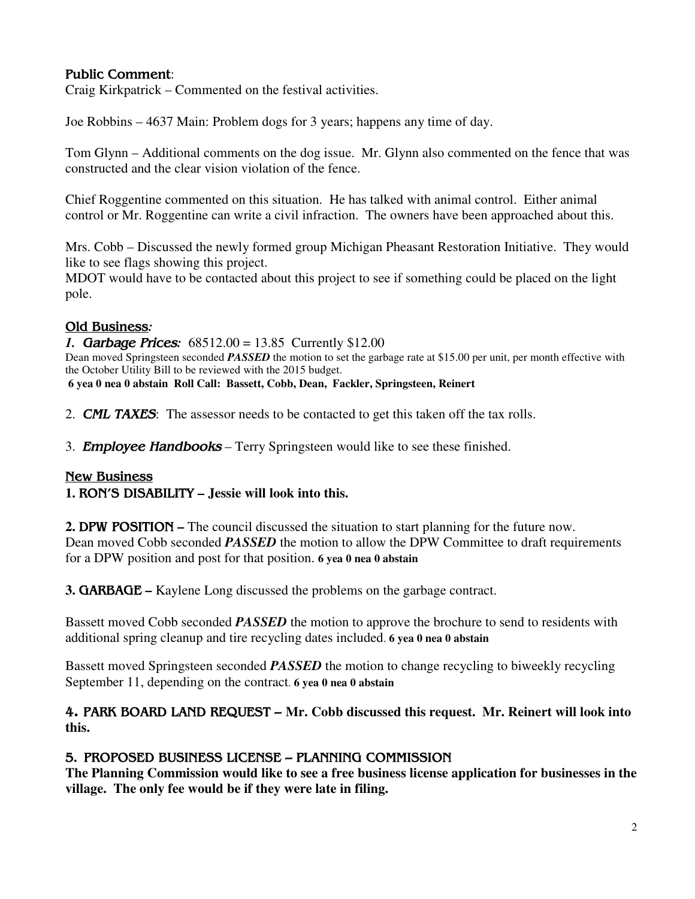## Public Comment:

Craig Kirkpatrick – Commented on the festival activities.

Joe Robbins – 4637 Main: Problem dogs for 3 years; happens any time of day.

Tom Glynn – Additional comments on the dog issue. Mr. Glynn also commented on the fence that was constructed and the clear vision violation of the fence.

Chief Roggentine commented on this situation. He has talked with animal control. Either animal control or Mr. Roggentine can write a civil infraction. The owners have been approached about this.

Mrs. Cobb – Discussed the newly formed group Michigan Pheasant Restoration Initiative. They would like to see flags showing this project.
MDOT would have to be contacted about this project to see if something could be placed on the light pole.

## Old Business:

*1. Garbage Prices:* 68512.00 = 13.85 Currently $12.00
Dean moved Springsteen seconded ***PASSED*** the motion to set the garbage rate at $15.00 per unit, per month effective with the October Utility Bill to be reviewed with the 2015 budget.
**6 yea 0 nea 0 abstain Roll Call: Bassett, Cobb, Dean, Fackler, Springsteen, Reinert**

2. ***CML TAXES***: The assessor needs to be contacted to get this taken off the tax rolls.

3. ***Employee Handbooks*** – Terry Springsteen would like to see these finished.

## New Business

**1. RON'S DISABILITY – Jessie will look into this.**

**2. DPW POSITION –** The council discussed the situation to start planning for the future now.
Dean moved Cobb seconded ***PASSED*** the motion to allow the DPW Committee to draft requirements for a DPW position and post for that position. **6 yea 0 nea 0 abstain**

**3. GARBAGE –** Kaylene Long discussed the problems on the garbage contract.

Bassett moved Cobb seconded ***PASSED*** the motion to approve the brochure to send to residents with additional spring cleanup and tire recycling dates included. **6 yea 0 nea 0 abstain**

Bassett moved Springsteen seconded ***PASSED*** the motion to change recycling to biweekly recycling September 11, depending on the contract. **6 yea 0 nea 0 abstain**

**4. PARK BOARD LAND REQUEST – Mr. Cobb discussed this request. Mr. Reinert will look into this.**

**5. PROPOSED BUSINESS LICENSE – PLANNING COMMISSION**
**The Planning Commission would like to see a free business license application for businesses in the village. The only fee would be if they were late in filing.**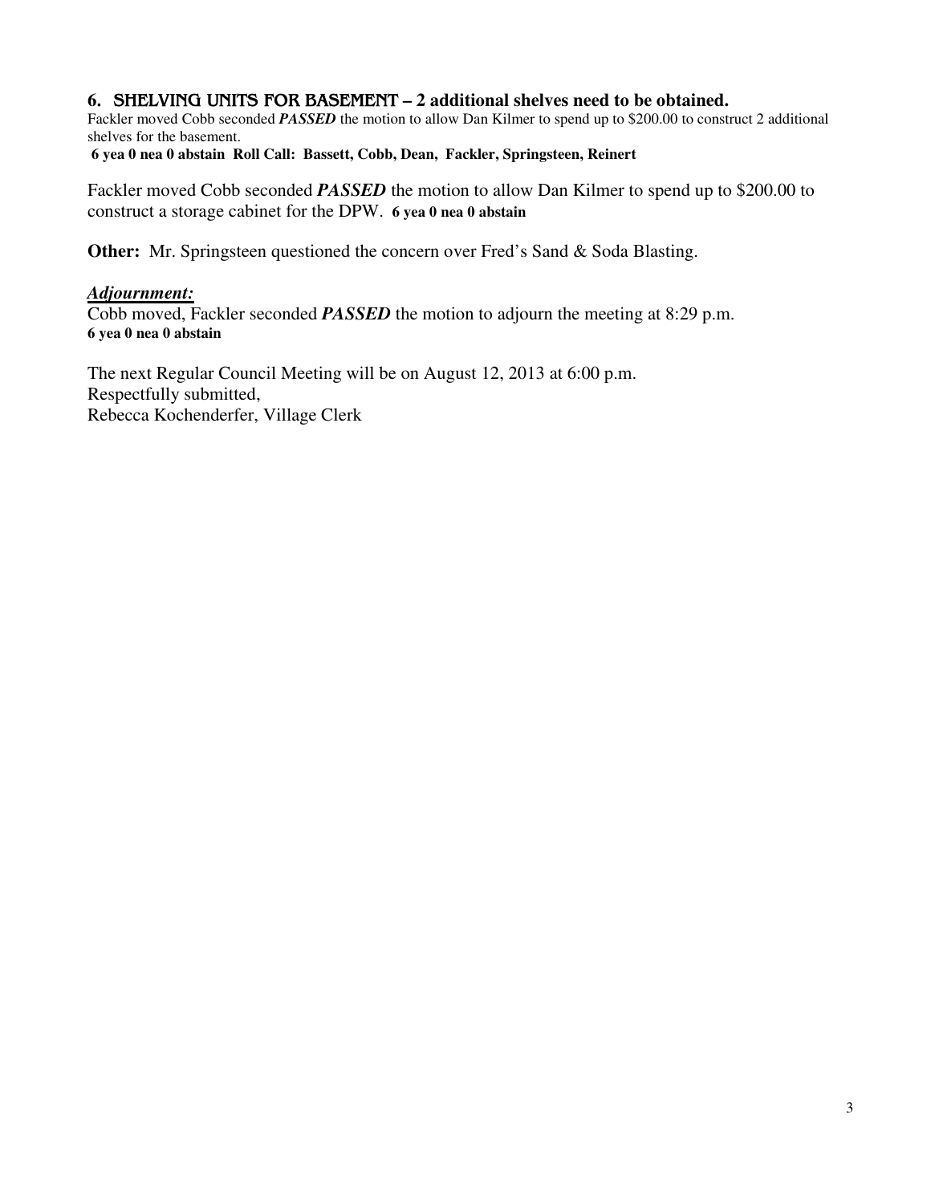### 6. SHELVING UNITS FOR BASEMENT – 2 additional shelves need to be obtained.

Fackler moved Cobb seconded ***PASSED*** the motion to allow Dan Kilmer to spend up to $200.00 to construct 2 additional shelves for the basement.
**6 yea 0 nea 0 abstain Roll Call: Bassett, Cobb, Dean, Fackler, Springsteen, Reinert**

Fackler moved Cobb seconded ***PASSED*** the motion to allow Dan Kilmer to spend up to $200.00 to construct a storage cabinet for the DPW. **6 yea 0 nea 0 abstain**

**Other:** Mr. Springsteen questioned the concern over Fred's Sand & Soda Blasting.

***Adjournment:***
Cobb moved, Fackler seconded ***PASSED*** the motion to adjourn the meeting at 8:29 p.m.
**6 yea 0 nea 0 abstain**

The next Regular Council Meeting will be on August 12, 2013 at 6:00 p.m.
Respectfully submitted,
Rebecca Kochenderfer, Village Clerk